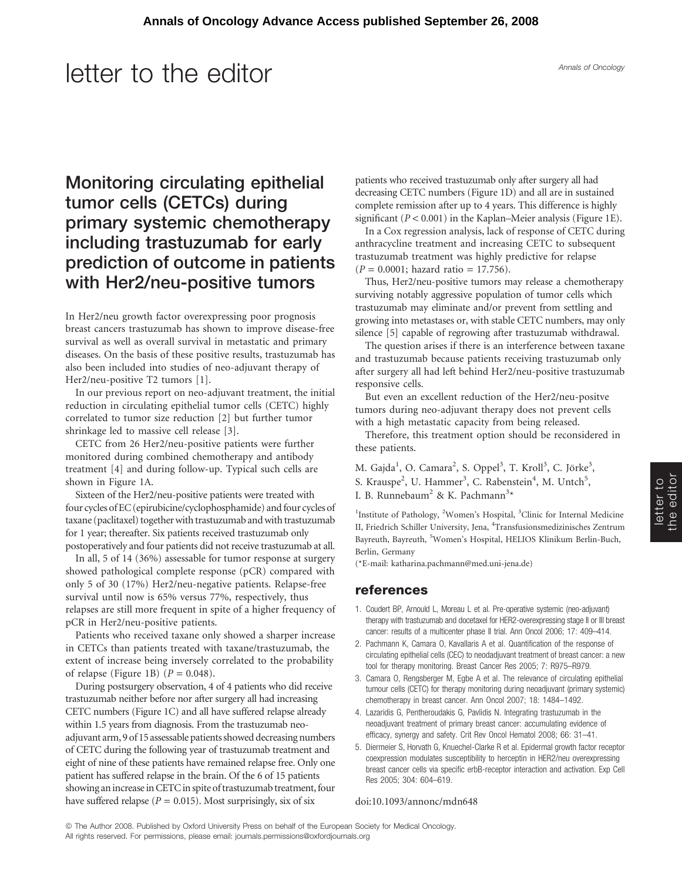# letter to the editor

## Monitoring circulating epithelial tumor cells (CETCs) during primary systemic chemotherapy including trastuzumab for early prediction of outcome in patients with Her2/neu-positive tumors

In Her2/neu growth factor overexpressing poor prognosis breast cancers trastuzumab has shown to improve disease-free survival as well as overall survival in metastatic and primary diseases. On the basis of these positive results, trastuzumab has also been included into studies of neo-adjuvant therapy of Her2/neu-positive T2 tumors [1].

In our previous report on neo-adjuvant treatment, the initial reduction in circulating epithelial tumor cells (CETC) highly correlated to tumor size reduction [2] but further tumor shrinkage led to massive cell release [3].

CETC from 26 Her2/neu-positive patients were further monitored during combined chemotherapy and antibody treatment [4] and during follow-up. Typical such cells are shown in Figure 1A.

Sixteen of the Her2/neu-positive patients were treated with four cycles of EC (epirubicine/cyclophosphamide) and four cycles of taxane (paclitaxel) together with trastuzumab and with trastuzumab for 1 year; thereafter. Six patients received trastuzumab only postoperatively and four patients did not receive trastuzumab at all.

In all, 5 of 14 (36%) assessable for tumor response at surgery showed pathological complete response (pCR) compared with only 5 of 30 (17%) Her2/neu-negative patients. Relapse-free survival until now is 65% versus 77%, respectively, thus relapses are still more frequent in spite of a higher frequency of pCR in Her2/neu-positive patients.

Patients who received taxane only showed a sharper increase in CETCs than patients treated with taxane/trastuzumab, the extent of increase being inversely correlated to the probability of relapse (Figure 1B) ($P = 0.048$).

During postsurgery observation, 4 of 4 patients who did receive trastuzumab neither before nor after surgery all had increasing CETC numbers (Figure 1C) and all have suffered relapse already within 1.5 years from diagnosis. From the trastuzumab neo-adjuvant arm, 9 of 15 assessable patients showed decreasing numbers of CETC during the following year of trastuzumab treatment and eight of nine of these patients have remained relapse free. Only one patient has suffered relapse in the brain. Of the 6 of 15 patients showing an increase in CETC in spite of trastuzumab treatment, four have suffered relapse ($P = 0.015$). Most surprisingly, six of six patients who received trastuzumab only after surgery all had decreasing CETC numbers (Figure 1D) and all are in sustained complete remission after up to 4 years. This difference is highly significant ($P < 0.001$) in the Kaplan–Meier analysis (Figure 1E).

In a Cox regression analysis, lack of response of CETC during anthracycline treatment and increasing CETC to subsequent trastuzumab treatment was highly predictive for relapse ($P = 0.0001$; hazard ratio = 17.756).

Thus, Her2/neu-positive tumors may release a chemotherapy surviving notably aggressive population of tumor cells which trastuzumab may eliminate and/or prevent from settling and growing into metastases or, with stable CETC numbers, may only silence [5] capable of regrowing after trastuzumab withdrawal.

The question arises if there is an interference between taxane and trastuzumab because patients receiving trastuzumab only after surgery all had left behind Her2/neu-positive trastuzumab responsive cells.

But even an excellent reduction of the Her2/neu-positve tumors during neo-adjuvant therapy does not prevent cells with a high metastatic capacity from being released.

Therefore, this treatment option should be reconsidered in these patients.

M. Gajda[1], O. Camara[2], S. Oppel[3], T. Kroll[3], C. Jörke[3], S. Krauspe[2], U. Hammer[3], C. Rabenstein[4], M. Untch[5], I. B. Runnebaum[2] & K. Pachmann[3]*

[1]Institute of Pathology, [2]Women's Hospital, [3]Clinic for Internal Medicine II, Friedrich Schiller University, Jena, [4]Transfusionsmedizinisches Zentrum Bayreuth, Bayreuth, [5]Women's Hospital, HELIOS Klinikum Berlin-Buch, Berlin, Germany

(*E-mail: katharina.pachmann@med.uni-jena.de)

## references

1. Coudert BP, Arnould L, Moreau L et al. Pre-operative systemic (neo-adjuvant) therapy with trastuzumab and docetaxel for HER2-overexpressing stage II or III breast cancer: results of a multicenter phase II trial. Ann Oncol 2006; 17: 409–414.
2. Pachmann K, Camara O, Kavallaris A et al. Quantification of the response of circulating epithelial cells (CEC) to neodadjuvant treatment of breast cancer: a new tool for therapy monitoring. Breast Cancer Res 2005; 7: R975–R979.
3. Camara O, Rengsberger M, Egbe A et al. The relevance of circulating epithelial tumour cells (CETC) for therapy monitoring during neoadjuvant (primary systemic) chemotherapy in breast cancer. Ann Oncol 2007; 18: 1484–1492.
4. Lazaridis G, Pentheroudakis G, Pavlidis N. Integrating trastuzumab in the neoadjuvant treatment of primary breast cancer: accumulating evidence of efficacy, synergy and safety. Crit Rev Oncol Hematol 2008; 66: 31–41.
5. Diermeier S, Horvath G, Knuechel-Clarke R et al. Epidermal growth factor receptor coexpression modulates susceptibility to herceptin in HER2/neu overexpressing breast cancer cells via specific erbB-receptor interaction and activation. Exp Cell Res 2005; 304: 604–619.

doi:10.1093/annonc/mdn648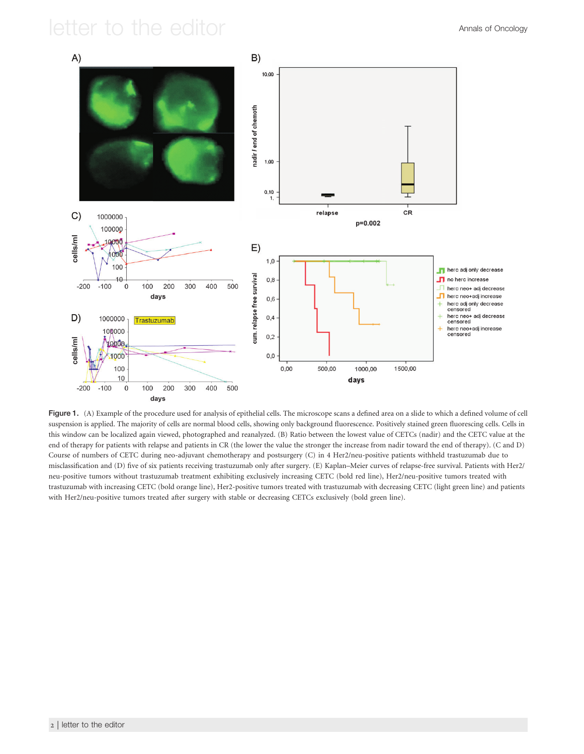A)

B)

10,00

1,00

0,10

nadir / end of chemoth

relapse

CR

p=0.002

C)

cells/ml

1000000

100000

10000

1000

100

10

-200 -100 0 100 200 300 400 500

days

D)

cells/ml

1000000

100000

10000

1000

100

10

Trastuzumab

-200 -100 0 100 200 300 400 500

days

E)

cum. relapse free survival

1,0

0,8

0,6

0,4

0,2

0,0

0,00 500,00 1000,00 1500,00

days

herc adj only decrease

no herc increase

herc neo+ adj decrease

herc neo+adj increase

herc adj only decrease censored

herc neo+ adj decrease censored

herc neo+adj increase censored

**Figure 1.** (A) Example of the procedure used for analysis of epithelial cells. The microscope scans a defined area on a slide to which a defined volume of cell suspension is applied. The majority of cells are normal blood cells, showing only background fluorescence. Positively stained green fluorescing cells. Cells in this window can be localized again viewed, photographed and reanalyzed. (B) Ratio between the lowest value of CETCs (nadir) and the CETC value at the end of therapy for patients with relapse and patients in CR (the lower the value the stronger the increase from nadir toward the end of therapy). (C and D) Course of numbers of CETC during neo-adjuvant chemotherapy and postsurgery (C) in 4 Her2/neu-positive patients withheld trastuzumab due to misclassification and (D) five of six patients receiving trastuzumab only after surgery. (E) Kaplan–Meier curves of relapse-free survival. Patients with Her2/neu-positive tumors without trastuzumab treatment exhibiting exclusively increasing CETC (bold red line), Her2/neu-positive tumors treated with trastuzumab with increasing CETC (bold orange line), Her2-positive tumors treated with trastuzumab with decreasing CETC (light green line) and patients with Her2/neu-positive tumors treated after surgery with stable or decreasing CETCs exclusively (bold green line).